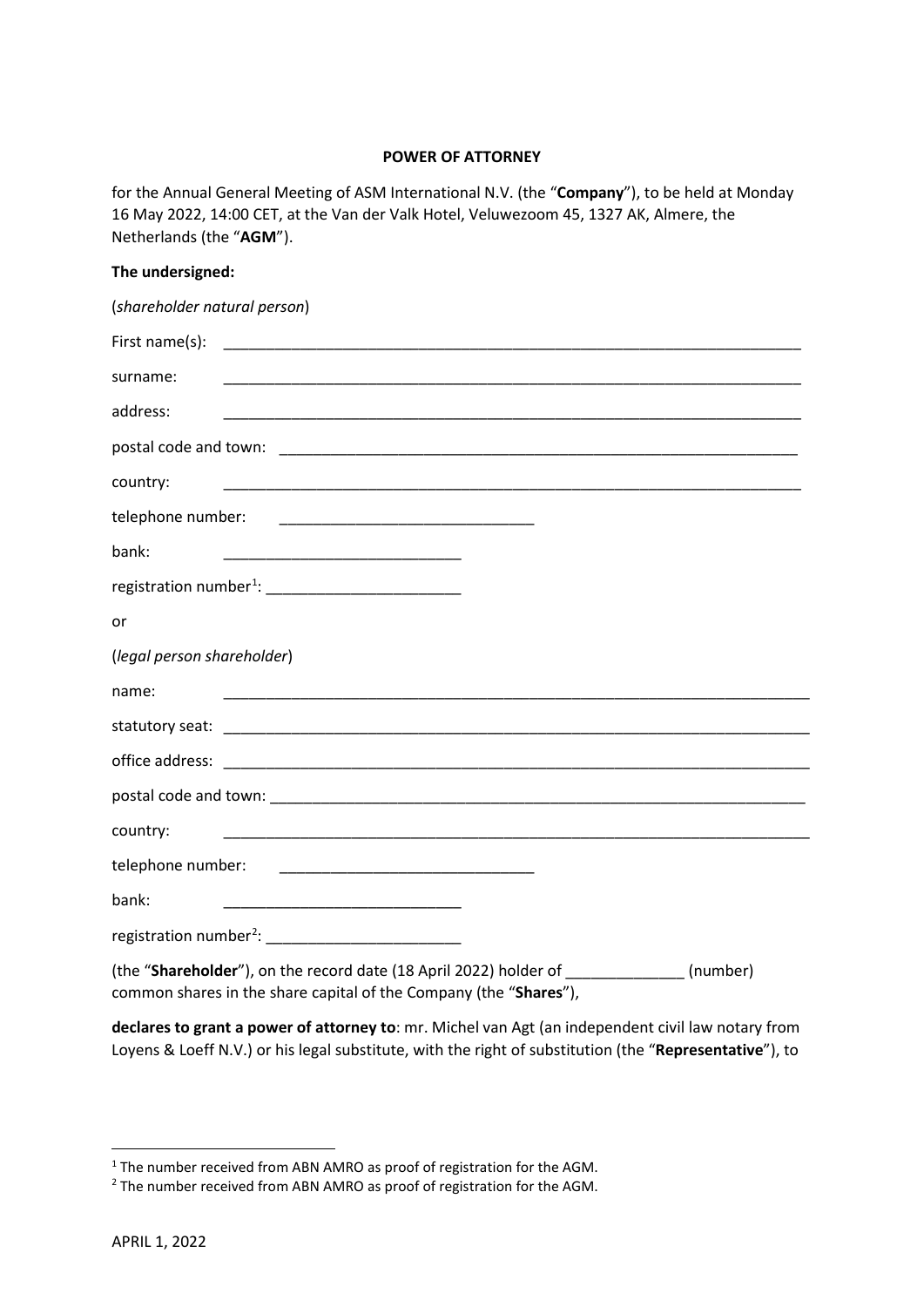**POWER OF ATTORNEY**

for the Annual General Meeting of ASM International N.V. (the "**Company**"), to be held at Monday 16 May 2022, 14:00 CET, at the Van der Valk Hotel, Veluwezoom 45, 1327 AK, Almere, the Netherlands (the "**AGM**").

**The undersigned:**

(*shareholder natural person*)

First name(s): _______________________________________________________________________

surname: _______________________________________________________________________

address: _______________________________________________________________________

postal code and town: _________________________________________________________________

country: _______________________________________________________________________

telephone number: ______________________________

bank: ____________________________

registration number[1]: _______________________

or

(*legal person shareholder*)

name: _________________________________________________________________________

statutory seat: __________________________________________________________________________

office address: __________________________________________________________________________

postal code and town: _____________________________________________________________________

country: _________________________________________________________________________

telephone number: ______________________________

bank: ____________________________

registration number[2]: _______________________

(the "**Shareholder**"), on the record date (18 April 2022) holder of ______________ (number) common shares in the share capital of the Company (the "**Shares**"),

**declares to grant a power of attorney to**: mr. Michel van Agt (an independent civil law notary from Loyens & Loeff N.V.) or his legal substitute, with the right of substitution (the "**Representative**"), to

[1] The number received from ABN AMRO as proof of registration for the AGM.

[2] The number received from ABN AMRO as proof of registration for the AGM.

APRIL 1, 2022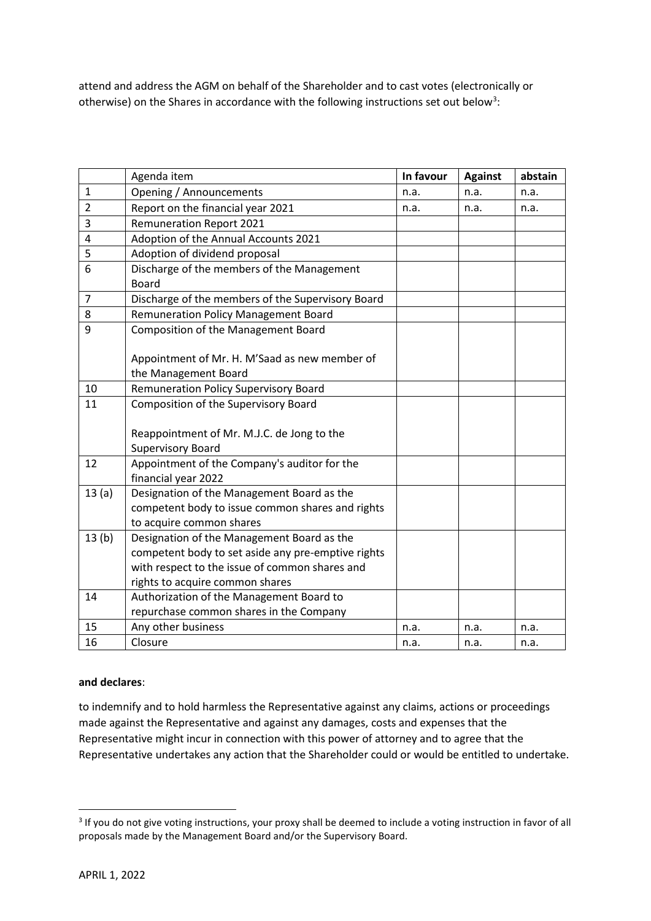attend and address the AGM on behalf of the Shareholder and to cast votes (electronically or otherwise) on the Shares in accordance with the following instructions set out below[3]:

| | Agenda item | **In favour** | **Against** | **abstain** |
|---|---|---|---|---|
| 1 | Opening / Announcements | n.a. | n.a. | n.a. |
| 2 | Report on the financial year 2021 | n.a. | n.a. | n.a. |
| 3 | Remuneration Report 2021 | | | |
| 4 | Adoption of the Annual Accounts 2021 | | | |
| 5 | Adoption of dividend proposal | | | |
| 6 | Discharge of the members of the Management Board | | | |
| 7 | Discharge of the members of the Supervisory Board | | | |
| 8 | Remuneration Policy Management Board | | | |
| 9 | Composition of the Management Board<br><br>Appointment of Mr. H. M'Saad as new member of the Management Board | | | |
| 10 | Remuneration Policy Supervisory Board | | | |
| 11 | Composition of the Supervisory Board<br><br>Reappointment of Mr. M.J.C. de Jong to the Supervisory Board | | | |
| 12 | Appointment of the Company's auditor for the financial year 2022 | | | |
| 13 (a) | Designation of the Management Board as the competent body to issue common shares and rights to acquire common shares | | | |
| 13 (b) | Designation of the Management Board as the competent body to set aside any pre-emptive rights with respect to the issue of common shares and rights to acquire common shares | | | |
| 14 | Authorization of the Management Board to repurchase common shares in the Company | | | |
| 15 | Any other business | n.a. | n.a. | n.a. |
| 16 | Closure | n.a. | n.a. | n.a. |

**and declares**:

to indemnify and to hold harmless the Representative against any claims, actions or proceedings made against the Representative and against any damages, costs and expenses that the Representative might incur in connection with this power of attorney and to agree that the Representative undertakes any action that the Shareholder could or would be entitled to undertake.

[3] If you do not give voting instructions, your proxy shall be deemed to include a voting instruction in favor of all proposals made by the Management Board and/or the Supervisory Board.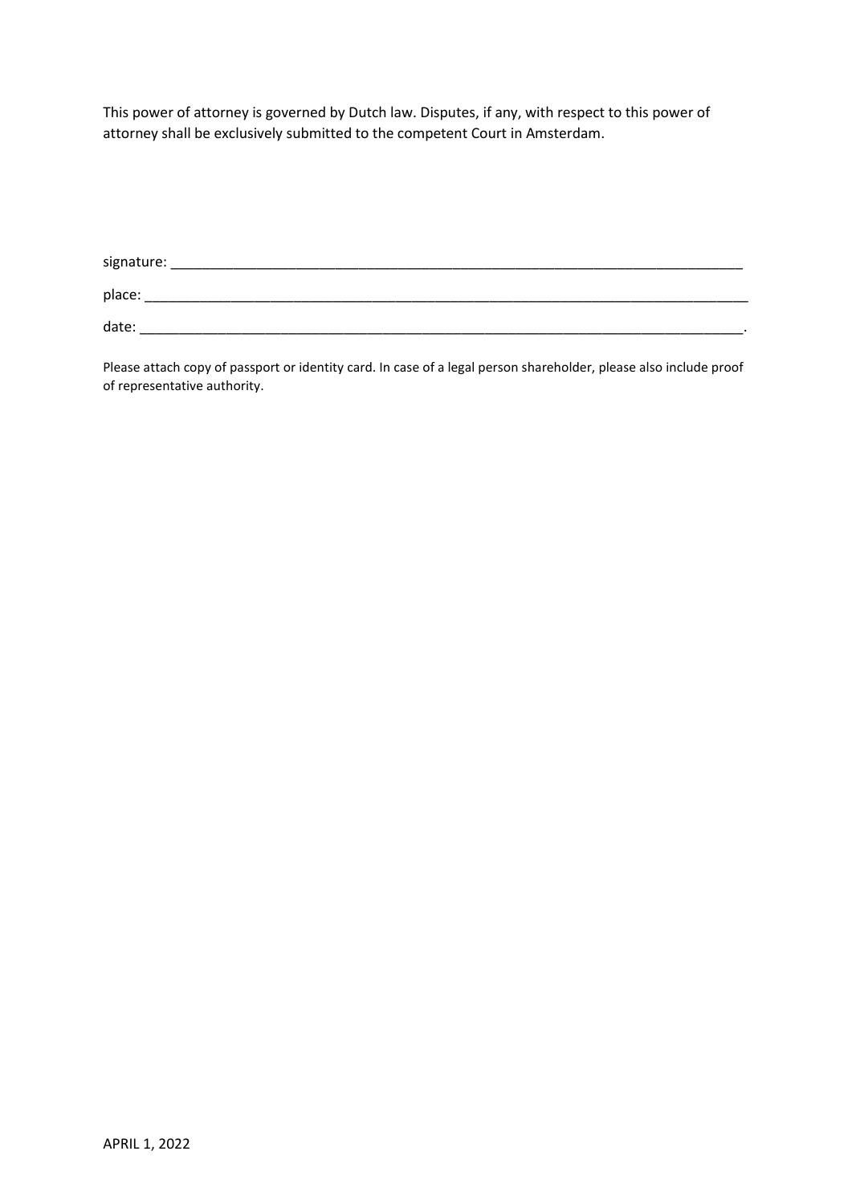This power of attorney is governed by Dutch law. Disputes, if any, with respect to this power of attorney shall be exclusively submitted to the competent Court in Amsterdam.

signature: ___________________________________________________________________________

place: _______________________________________________________________________________

date: _______________________________________________________________________________.

Please attach copy of passport or identity card. In case of a legal person shareholder, please also include proof of representative authority.

APRIL 1, 2022